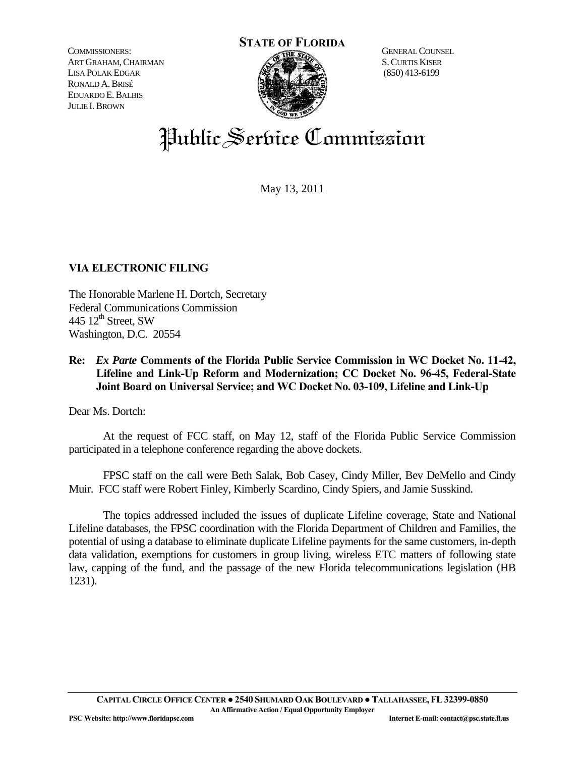COMMISSIONERS:
ART GRAHAM, CHAIRMAN
LISA POLAK EDGAR
RONALD A. BRISÉ
EDUARDO E. BALBIS
JULIE I. BROWN

**STATE OF FLORIDA**

GENERAL COUNSEL
S. CURTIS KISER
(850) 413-6199

# Public Service Commission

May 13, 2011

**VIA ELECTRONIC FILING**

The Honorable Marlene H. Dortch, Secretary
Federal Communications Commission
445 12th Street, SW
Washington, D.C. 20554

**Re: *Ex Parte* Comments of the Florida Public Service Commission in WC Docket No. 11-42, Lifeline and Link-Up Reform and Modernization; CC Docket No. 96-45, Federal-State Joint Board on Universal Service; and WC Docket No. 03-109, Lifeline and Link-Up**

Dear Ms. Dortch:

At the request of FCC staff, on May 12, staff of the Florida Public Service Commission participated in a telephone conference regarding the above dockets.

FPSC staff on the call were Beth Salak, Bob Casey, Cindy Miller, Bev DeMello and Cindy Muir. FCC staff were Robert Finley, Kimberly Scardino, Cindy Spiers, and Jamie Susskind.

The topics addressed included the issues of duplicate Lifeline coverage, State and National Lifeline databases, the FPSC coordination with the Florida Department of Children and Families, the potential of using a database to eliminate duplicate Lifeline payments for the same customers, in-depth data validation, exemptions for customers in group living, wireless ETC matters of following state law, capping of the fund, and the passage of the new Florida telecommunications legislation (HB 1231).

**CAPITAL CIRCLE OFFICE CENTER ● 2540 SHUMARD OAK BOULEVARD ● TALLAHASSEE, FL 32399-0850**
**An Affirmative Action / Equal Opportunity Employer**
**PSC Website: http://www.floridapsc.com** **Internet E-mail: contact@psc.state.fl.us**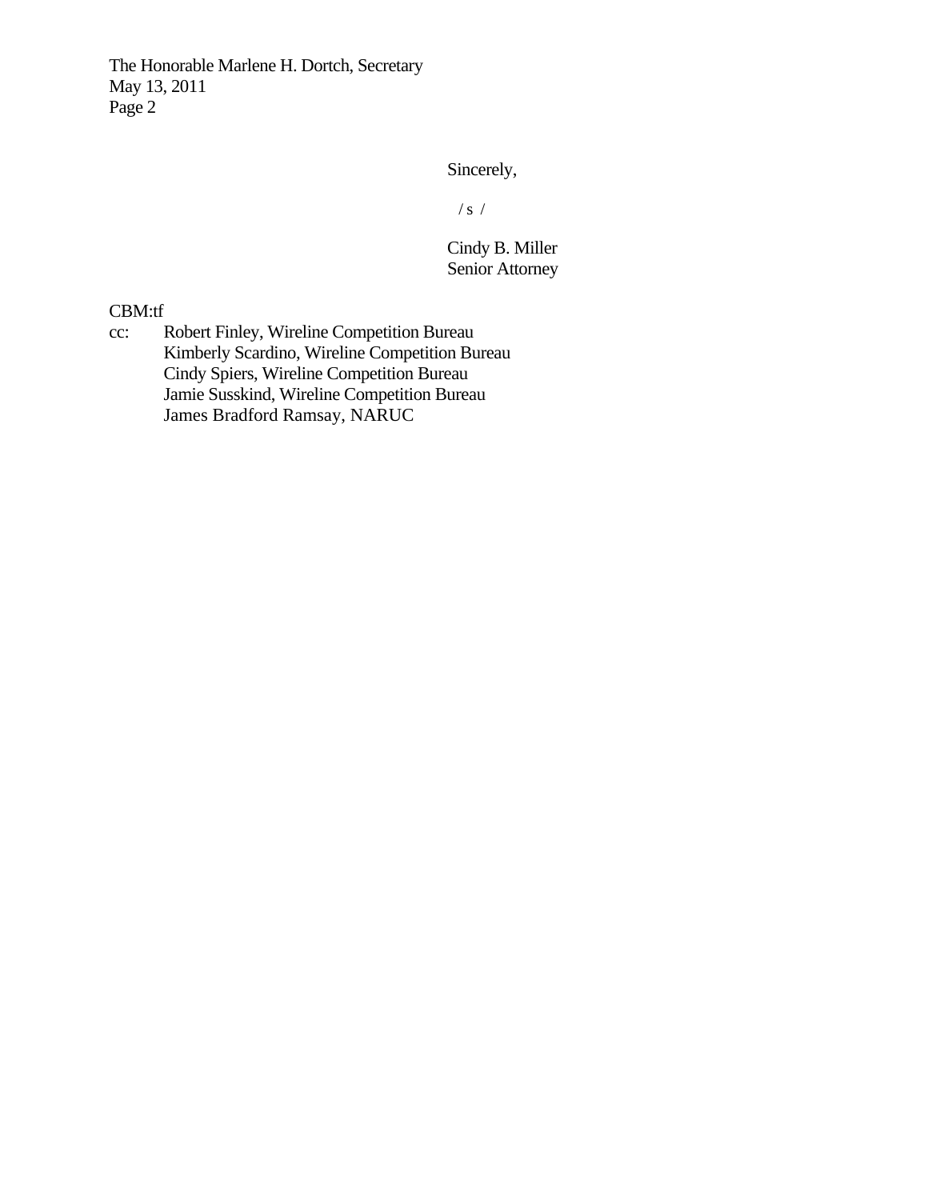Sincerely,

/ s /

Cindy B. Miller
Senior Attorney

CBM:tf

cc: Robert Finley, Wireline Competition Bureau
Kimberly Scardino, Wireline Competition Bureau
Cindy Spiers, Wireline Competition Bureau
Jamie Susskind, Wireline Competition Bureau
James Bradford Ramsay, NARUC